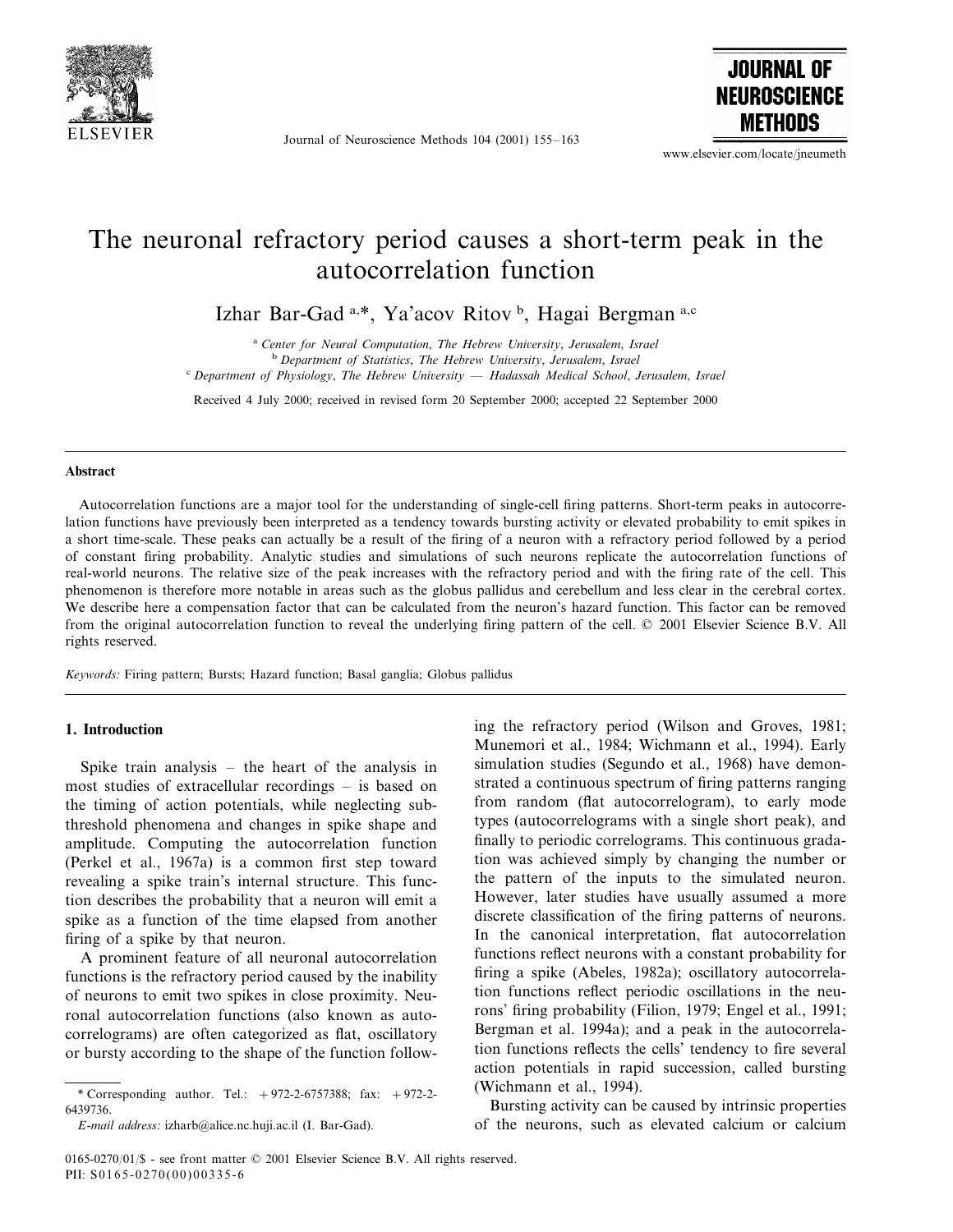# The neuronal refractory period causes a short-term peak in the autocorrelation function

Izhar Bar-Gad [a,*], Ya'acov Ritov [b], Hagai Bergman [a,c]

[a] *Center for Neural Computation, The Hebrew University, Jerusalem, Israel*
[b] *Department of Statistics, The Hebrew University, Jerusalem, Israel*
[c] *Department of Physiology, The Hebrew University — Hadassah Medical School, Jerusalem, Israel*

Received 4 July 2000; received in revised form 20 September 2000; accepted 22 September 2000

## Abstract

Autocorrelation functions are a major tool for the understanding of single-cell firing patterns. Short-term peaks in autocorrelation functions have previously been interpreted as a tendency towards bursting activity or elevated probability to emit spikes in a short time-scale. These peaks can actually be a result of the firing of a neuron with a refractory period followed by a period of constant firing probability. Analytic studies and simulations of such neurons replicate the autocorrelation functions of real-world neurons. The relative size of the peak increases with the refractory period and with the firing rate of the cell. This phenomenon is therefore more notable in areas such as the globus pallidus and cerebellum and less clear in the cerebral cortex. We describe here a compensation factor that can be calculated from the neuron's hazard function. This factor can be removed from the original autocorrelation function to reveal the underlying firing pattern of the cell. © 2001 Elsevier Science B.V. All rights reserved.

*Keywords:* Firing pattern; Bursts; Hazard function; Basal ganglia; Globus pallidus

## 1. Introduction

Spike train analysis – the heart of the analysis in most studies of extracellular recordings – is based on the timing of action potentials, while neglecting subthreshold phenomena and changes in spike shape and amplitude. Computing the autocorrelation function (Perkel et al., 1967a) is a common first step toward revealing a spike train's internal structure. This function describes the probability that a neuron will emit a spike as a function of the time elapsed from another firing of a spike by that neuron.

A prominent feature of all neuronal autocorrelation functions is the refractory period caused by the inability of neurons to emit two spikes in close proximity. Neuronal autocorrelation functions (also known as autocorrelograms) are often categorized as flat, oscillatory or bursty according to the shape of the function following the refractory period (Wilson and Groves, 1981; Munemori et al., 1984; Wichmann et al., 1994). Early simulation studies (Segundo et al., 1968) have demonstrated a continuous spectrum of firing patterns ranging from random (flat autocorrelogram), to early mode types (autocorrelograms with a single short peak), and finally to periodic correlograms. This continuous gradation was achieved simply by changing the number or the pattern of the inputs to the simulated neuron. However, later studies have usually assumed a more discrete classification of the firing patterns of neurons. In the canonical interpretation, flat autocorrelation functions reflect neurons with a constant probability for firing a spike (Abeles, 1982a); oscillatory autocorrelation functions reflect periodic oscillations in the neurons' firing probability (Filion, 1979; Engel et al., 1991; Bergman et al. 1994a); and a peak in the autocorrelation functions reflects the cells' tendency to fire several action potentials in rapid succession, called bursting (Wichmann et al., 1994).

Bursting activity can be caused by intrinsic properties of the neurons, such as elevated calcium or calcium

\* Corresponding author. Tel.: +972-2-6757388; fax: +972-2-6439736.

*E-mail address:* izharb@alice.nc.huji.ac.il (I. Bar-Gad).

0165-0270/01/$ - see front matter © 2001 Elsevier Science B.V. All rights reserved.
PII: S0165-0270(00)00335-6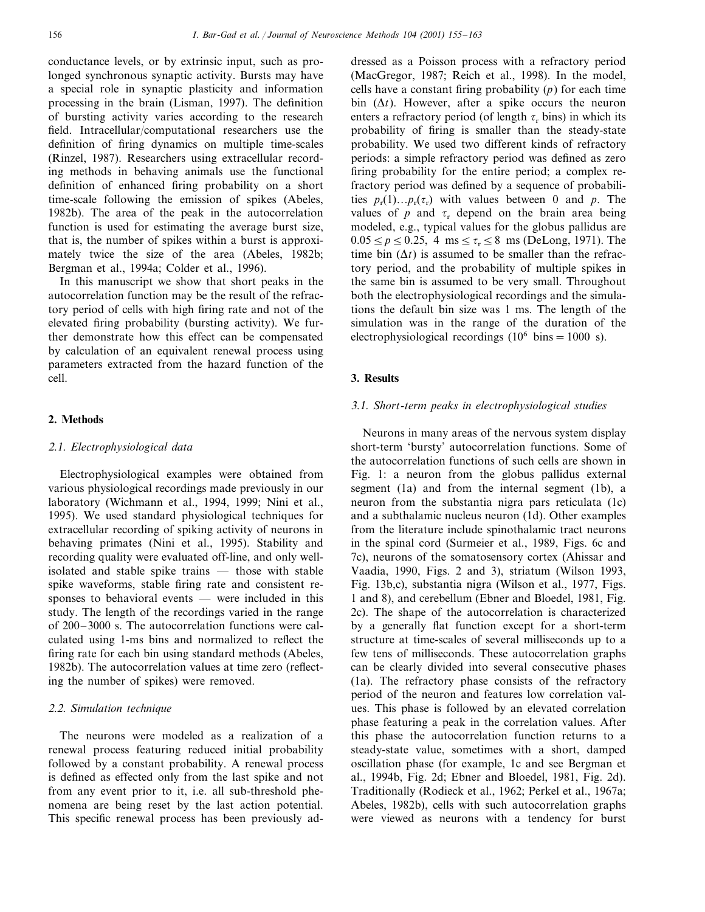conductance levels, or by extrinsic input, such as prolonged synchronous synaptic activity. Bursts may have a special role in synaptic plasticity and information processing in the brain (Lisman, 1997). The definition of bursting activity varies according to the research field. Intracellular/computational researchers use the definition of firing dynamics on multiple time-scales (Rinzel, 1987). Researchers using extracellular recording methods in behaving animals use the functional definition of enhanced firing probability on a short time-scale following the emission of spikes (Abeles, 1982b). The area of the peak in the autocorrelation function is used for estimating the average burst size, that is, the number of spikes within a burst is approximately twice the size of the area (Abeles, 1982b; Bergman et al., 1994a; Colder et al., 1996).

In this manuscript we show that short peaks in the autocorrelation function may be the result of the refractory period of cells with high firing rate and not of the elevated firing probability (bursting activity). We further demonstrate how this effect can be compensated by calculation of an equivalent renewal process using parameters extracted from the hazard function of the cell.

## 2. Methods

### 2.1. Electrophysiological data

Electrophysiological examples were obtained from various physiological recordings made previously in our laboratory (Wichmann et al., 1994, 1999; Nini et al., 1995). We used standard physiological techniques for extracellular recording of spiking activity of neurons in behaving primates (Nini et al., 1995). Stability and recording quality were evaluated off-line, and only well-isolated and stable spike trains — those with stable spike waveforms, stable firing rate and consistent responses to behavioral events — were included in this study. The length of the recordings varied in the range of 200–3000 s. The autocorrelation functions were calculated using 1-ms bins and normalized to reflect the firing rate for each bin using standard methods (Abeles, 1982b). The autocorrelation values at time zero (reflecting the number of spikes) were removed.

### 2.2. Simulation technique

The neurons were modeled as a realization of a renewal process featuring reduced initial probability followed by a constant probability. A renewal process is defined as effected only from the last spike and not from any event prior to it, i.e. all sub-threshold phenomena are being reset by the last action potential. This specific renewal process has been previously addressed as a Poisson process with a refractory period (MacGregor, 1987; Reich et al., 1998). In the model, cells have a constant firing probability ($p$) for each time bin ($\Delta t$). However, after a spike occurs the neuron enters a refractory period (of length $\tau_r$ bins) in which its probability of firing is smaller than the steady-state probability. We used two different kinds of refractory periods: a simple refractory period was defined as zero firing probability for the entire period; a complex refractory period was defined by a sequence of probabilities $p_r(1)\ldots p_r(\tau_r)$ with values between 0 and $p$. The values of $p$ and $\tau_r$ depend on the brain area being modeled, e.g., typical values for the globus pallidus are $0.05 \leq p \leq 0.25$, $4\ \text{ms} \leq \tau_r \leq 8\ \text{ms}$ (DeLong, 1971). The time bin ($\Delta t$) is assumed to be smaller than the refractory period, and the probability of multiple spikes in the same bin is assumed to be very small. Throughout both the electrophysiological recordings and the simulations the default bin size was 1 ms. The length of the simulation was in the range of the duration of the electrophysiological recordings ($10^6$ bins = 1000 s).

## 3. Results

### 3.1. Short-term peaks in electrophysiological studies

Neurons in many areas of the nervous system display short-term 'bursty' autocorrelation functions. Some of the autocorrelation functions of such cells are shown in Fig. 1: a neuron from the globus pallidus external segment (1a) and from the internal segment (1b), a neuron from the substantia nigra pars reticulata (1c) and a subthalamic nucleus neuron (1d). Other examples from the literature include spinothalamic tract neurons in the spinal cord (Surmeier et al., 1989, Figs. 6c and 7c), neurons of the somatosensory cortex (Ahissar and Vaadia, 1990, Figs. 2 and 3), striatum (Wilson 1993, Fig. 13b,c), substantia nigra (Wilson et al., 1977, Figs. 1 and 8), and cerebellum (Ebner and Bloedel, 1981, Fig. 2c). The shape of the autocorrelation is characterized by a generally flat function except for a short-term structure at time-scales of several milliseconds up to a few tens of milliseconds. These autocorrelation graphs can be clearly divided into several consecutive phases (1a). The refractory phase consists of the refractory period of the neuron and features low correlation values. This phase is followed by an elevated correlation phase featuring a peak in the correlation values. After this phase the autocorrelation function returns to a steady-state value, sometimes with a short, damped oscillation phase (for example, 1c and see Bergman et al., 1994b, Fig. 2d; Ebner and Bloedel, 1981, Fig. 2d). Traditionally (Rodieck et al., 1962; Perkel et al., 1967a; Abeles, 1982b), cells with such autocorrelation graphs were viewed as neurons with a tendency for burst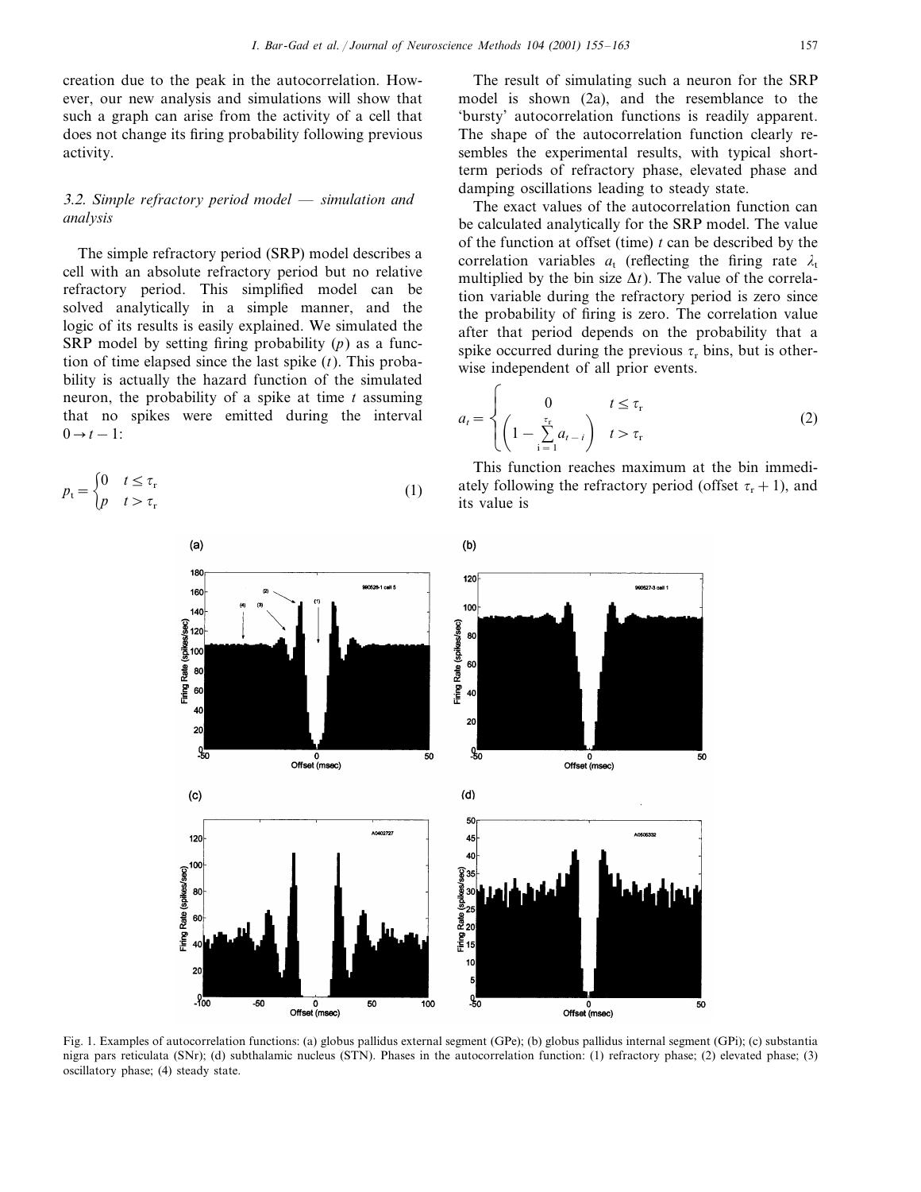creation due to the peak in the autocorrelation. However, our new analysis and simulations will show that such a graph can arise from the activity of a cell that does not change its firing probability following previous activity.

### 3.2. Simple refractory period model — simulation and analysis

The simple refractory period (SRP) model describes a cell with an absolute refractory period but no relative refractory period. This simplified model can be solved analytically in a simple manner, and the logic of its results is easily explained. We simulated the SRP model by setting firing probability ($p$) as a function of time elapsed since the last spike ($t$). This probability is actually the hazard function of the simulated neuron, the probability of a spike at time $t$ assuming that no spikes were emitted during the interval $0 \rightarrow t-1$:

$$p_t = \begin{cases} 0 & t \leq \tau_r \\ p & t > \tau_r \end{cases} \tag{1}$$

The result of simulating such a neuron for the SRP model is shown (2a), and the resemblance to the 'bursty' autocorrelation functions is readily apparent. The shape of the autocorrelation function clearly resembles the experimental results, with typical short-term periods of refractory phase, elevated phase and damping oscillations leading to steady state.

The exact values of the autocorrelation function can be calculated analytically for the SRP model. The value of the function at offset (time) $t$ can be described by the correlation variables $a_t$ (reflecting the firing rate $\lambda_t$ multiplied by the bin size $\Delta t$). The value of the correlation variable during the refractory period is zero since the probability of firing is zero. The correlation value after that period depends on the probability that a spike occurred during the previous $\tau_r$ bins, but is otherwise independent of all prior events.

$$a_t = \begin{cases} 0 & t \leq \tau_r \\ \left(1 - \sum_{i=1}^{\tau_r} a_{t-i}\right) & t > \tau_r \end{cases} \tag{2}$$

This function reaches maximum at the bin immediately following the refractory period (offset $\tau_r + 1$), and its value is

Fig. 1. Examples of autocorrelation functions: (a) globus pallidus external segment (GPe); (b) globus pallidus internal segment (GPi); (c) substantia nigra pars reticulata (SNr); (d) subthalamic nucleus (STN). Phases in the autocorrelation function: (1) refractory phase; (2) elevated phase; (3) oscillatory phase; (4) steady state.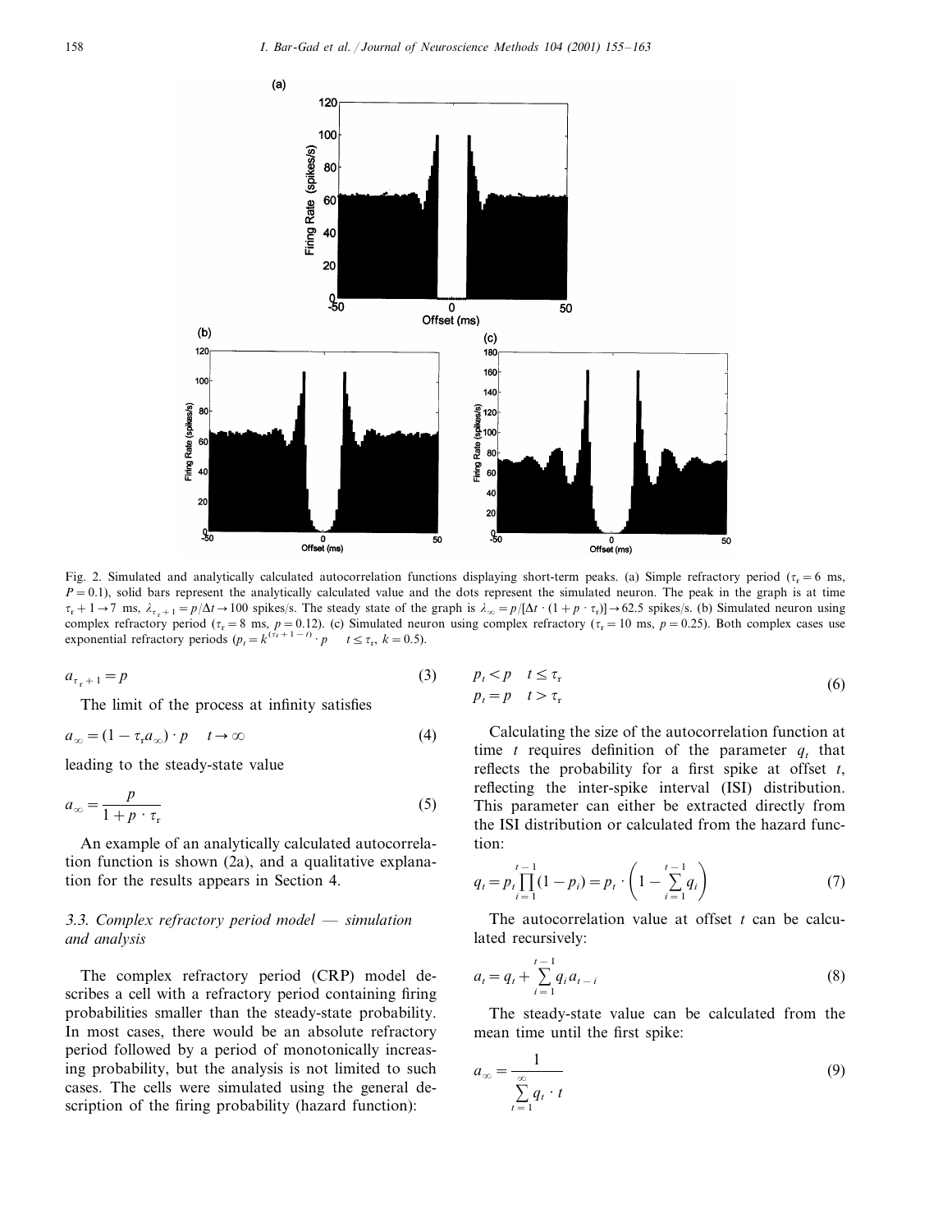Fig. 2. Simulated and analytically calculated autocorrelation functions displaying short-term peaks. (a) Simple refractory period ($\tau_r = 6$ ms, $P = 0.1$), solid bars represent the analytically calculated value and the dots represent the simulated neuron. The peak in the graph is at time $\tau_r + 1 \rightarrow 7$ ms, $\lambda_{\tau_r+1} = p/\Delta t \rightarrow 100$ spikes/s. The steady state of the graph is $\lambda_\infty = p/[\Delta t \cdot (1 + p \cdot \tau_r)] \rightarrow 62.5$ spikes/s. (b) Simulated neuron using complex refractory period ($\tau_r = 8$ ms, $p = 0.12$). (c) Simulated neuron using complex refractory ($\tau_r = 10$ ms, $p = 0.25$). Both complex cases use exponential refractory periods ($p_t = k^{(\tau_r+1-t)} \cdot p \quad t \leq \tau_r$, $k = 0.5$).

$$a_{\tau_r+1} = p \tag{3}$$

The limit of the process at infinity satisfies

$$a_\infty = (1 - \tau_r a_\infty) \cdot p \quad t \rightarrow \infty \tag{4}$$

leading to the steady-state value

$$a_\infty = \frac{p}{1 + p \cdot \tau_r} \tag{5}$$

An example of an analytically calculated autocorrelation function is shown (2a), and a qualitative explanation for the results appears in Section 4.

### 3.3. Complex refractory period model — simulation and analysis

The complex refractory period (CRP) model describes a cell with a refractory period containing firing probabilities smaller than the steady-state probability. In most cases, there would be an absolute refractory period followed by a period of monotonically increasing probability, but the analysis is not limited to such cases. The cells were simulated using the general description of the firing probability (hazard function):

$$\begin{aligned} p_t &< p \quad t \leq \tau_r \\ p_t &= p \quad t > \tau_r \end{aligned} \tag{6}$$

Calculating the size of the autocorrelation function at time $t$ requires definition of the parameter $q_t$ that reflects the probability for a first spike at offset $t$, reflecting the inter-spike interval (ISI) distribution. This parameter can either be extracted directly from the ISI distribution or calculated from the hazard function:

$$q_t = p_t \prod_{i=1}^{t-1} (1 - p_i) = p_t \cdot \left(1 - \sum_{i=1}^{t-1} q_i\right) \tag{7}$$

The autocorrelation value at offset $t$ can be calculated recursively:

$$a_t = q_t + \sum_{i=1}^{t-1} q_i a_{t-i} \tag{8}$$

The steady-state value can be calculated from the mean time until the first spike:

$$a_\infty = \frac{1}{\sum_{t=1}^{\infty} q_t \cdot t} \tag{9}$$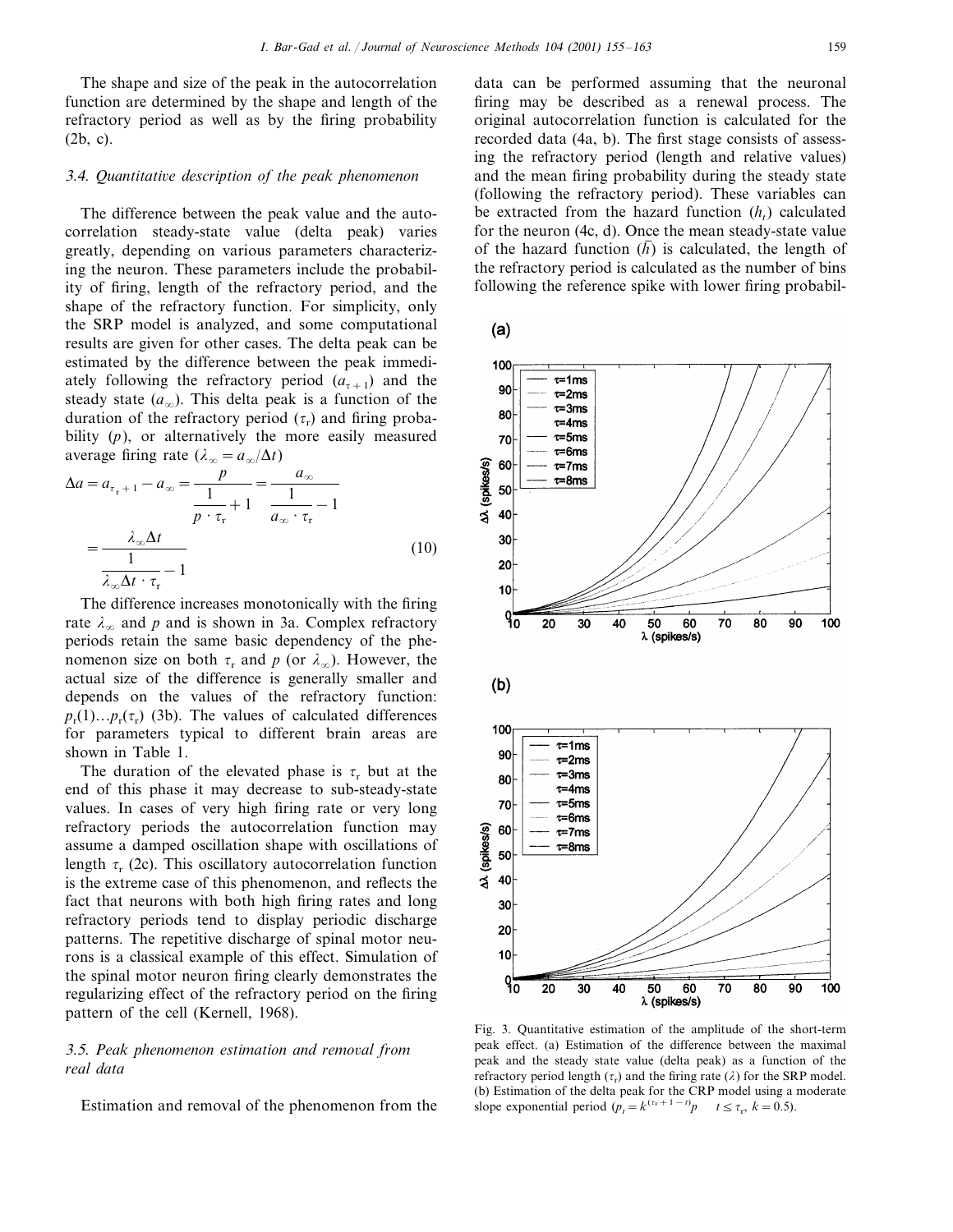The shape and size of the peak in the autocorrelation function are determined by the shape and length of the refractory period as well as by the firing probability (2b, c).

### 3.4. Quantitative description of the peak phenomenon

The difference between the peak value and the autocorrelation steady-state value (delta peak) varies greatly, depending on various parameters characterizing the neuron. These parameters include the probability of firing, length of the refractory period, and the shape of the refractory function. For simplicity, only the SRP model is analyzed, and some computational results are given for other cases. The delta peak can be estimated by the difference between the peak immediately following the refractory period ($a_{\tau+1}$) and the steady state ($a_\infty$). This delta peak is a function of the duration of the refractory period ($\tau_r$) and firing probability ($p$), or alternatively the more easily measured average firing rate ($\lambda_\infty = a_\infty/\Delta t$)

$$\Delta a = a_{\tau_r+1} - a_\infty = \frac{p}{\frac{1}{p \cdot \tau_r}+1} = \frac{a_\infty}{\frac{1}{a_\infty \cdot \tau_r}-1} = \frac{\lambda_\infty \Delta t}{\frac{1}{\lambda_\infty \Delta t \cdot \tau_r}-1} \tag{10}$$

The difference increases monotonically with the firing rate $\lambda_\infty$ and $p$ and is shown in 3a. Complex refractory periods retain the same basic dependency of the phenomenon size on both $\tau_r$ and $p$ (or $\lambda_\infty$). However, the actual size of the difference is generally smaller and depends on the values of the refractory function: $p_r(1)\ldots p_r(\tau_r)$ (3b). The values of calculated differences for parameters typical to different brain areas are shown in Table 1.

The duration of the elevated phase is $\tau_r$ but at the end of this phase it may decrease to sub-steady-state values. In cases of very high firing rate or very long refractory periods the autocorrelation function may assume a damped oscillation shape with oscillations of length $\tau_r$ (2c). This oscillatory autocorrelation function is the extreme case of this phenomenon, and reflects the fact that neurons with both high firing rates and long refractory periods tend to display periodic discharge patterns. The repetitive discharge of spinal motor neurons is a classical example of this effect. Simulation of the spinal motor neuron firing clearly demonstrates the regularizing effect of the refractory period on the firing pattern of the cell (Kernell, 1968).

### 3.5. Peak phenomenon estimation and removal from real data

Estimation and removal of the phenomenon from the data can be performed assuming that the neuronal firing may be described as a renewal process. The original autocorrelation function is calculated for the recorded data (4a, b). The first stage consists of assessing the refractory period (length and relative values) and the mean firing probability during the steady state (following the refractory period). These variables can be extracted from the hazard function ($h_t$) calculated for the neuron (4c, d). Once the mean steady-state value of the hazard function ($\bar{h}$) is calculated, the length of the refractory period is calculated as the number of bins following the reference spike with lower firing probabil-

Fig. 3. Quantitative estimation of the amplitude of the short-term peak effect. (a) Estimation of the difference between the maximal peak and the steady state value (delta peak) as a function of the refractory period length ($\tau_r$) and the firing rate ($\lambda$) for the SRP model. (b) Estimation of the delta peak for the CRP model using a moderate slope exponential period ($p_t = k^{(\tau_r+1-t)}p \quad t \le \tau_r,\ k = 0.5$).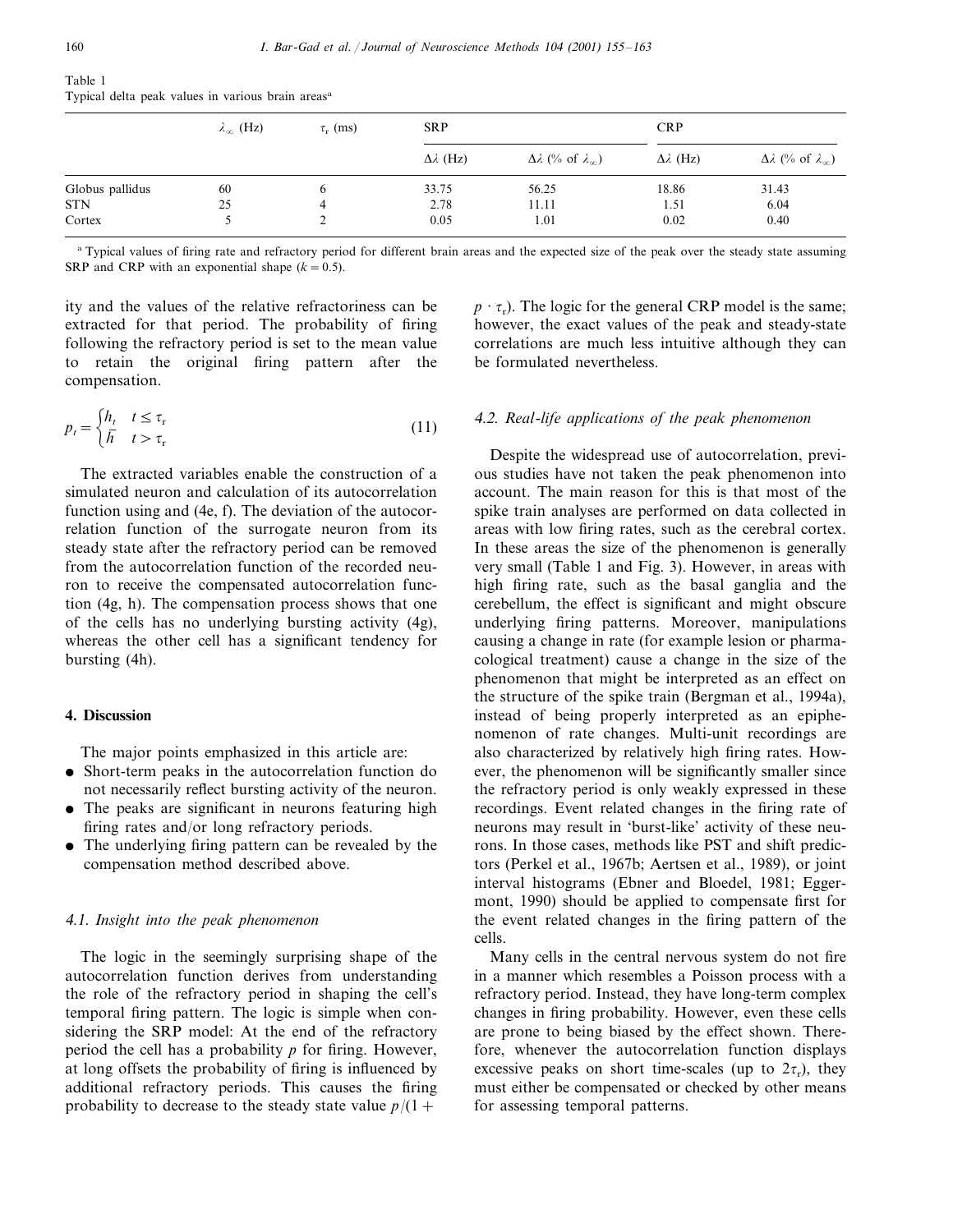Table 1
Typical delta peak values in various brain areas[a]

| | $\lambda_\infty$ (Hz) | $\tau_r$ (ms) | SRP | | CRP | |
|---|---|---|---|---|---|---|
| | | | $\Delta\lambda$ (Hz) | $\Delta\lambda$ (% of $\lambda_\infty$) | $\Delta\lambda$ (Hz) | $\Delta\lambda$ (% of $\lambda_\infty$) |
| Globus pallidus | 60 | 6 | 33.75 | 56.25 | 18.86 | 31.43 |
| STN | 25 | 4 | 2.78 | 11.11 | 1.51 | 6.04 |
| Cortex | 5 | 2 | 0.05 | 1.01 | 0.02 | 0.40 |

[a] Typical values of firing rate and refractory period for different brain areas and the expected size of the peak over the steady state assuming SRP and CRP with an exponential shape ($k = 0.5$).

ity and the values of the relative refractoriness can be extracted for that period. The probability of firing following the refractory period is set to the mean value to retain the original firing pattern after the compensation.

$$p_t = \begin{cases} h_t & t \leq \tau_r \\ \bar{h} & t > \tau_r \end{cases} \tag{11}$$

The extracted variables enable the construction of a simulated neuron and calculation of its autocorrelation function using and (4e, f). The deviation of the autocorrelation function of the surrogate neuron from its steady state after the refractory period can be removed from the autocorrelation function of the recorded neuron to receive the compensated autocorrelation function (4g, h). The compensation process shows that one of the cells has no underlying bursting activity (4g), whereas the other cell has a significant tendency for bursting (4h).

## 4. Discussion

The major points emphasized in this article are:

- Short-term peaks in the autocorrelation function do not necessarily reflect bursting activity of the neuron.
- The peaks are significant in neurons featuring high firing rates and/or long refractory periods.
- The underlying firing pattern can be revealed by the compensation method described above.

### 4.1. Insight into the peak phenomenon

The logic in the seemingly surprising shape of the autocorrelation function derives from understanding the role of the refractory period in shaping the cell's temporal firing pattern. The logic is simple when considering the SRP model: At the end of the refractory period the cell has a probability $p$ for firing. However, at long offsets the probability of firing is influenced by additional refractory periods. This causes the firing probability to decrease to the steady state value $p/(1 + p \cdot \tau_r)$. The logic for the general CRP model is the same; however, the exact values of the peak and steady-state correlations are much less intuitive although they can be formulated nevertheless.

### 4.2. Real-life applications of the peak phenomenon

Despite the widespread use of autocorrelation, previous studies have not taken the peak phenomenon into account. The main reason for this is that most of the spike train analyses are performed on data collected in areas with low firing rates, such as the cerebral cortex. In these areas the size of the phenomenon is generally very small (Table 1 and Fig. 3). However, in areas with high firing rate, such as the basal ganglia and the cerebellum, the effect is significant and might obscure underlying firing patterns. Moreover, manipulations causing a change in rate (for example lesion or pharmacological treatment) cause a change in the size of the phenomenon that might be interpreted as an effect on the structure of the spike train (Bergman et al., 1994a), instead of being properly interpreted as an epiphenomenon of rate changes. Multi-unit recordings are also characterized by relatively high firing rates. However, the phenomenon will be significantly smaller since the refractory period is only weakly expressed in these recordings. Event related changes in the firing rate of neurons may result in 'burst-like' activity of these neurons. In those cases, methods like PST and shift predictors (Perkel et al., 1967b; Aertsen et al., 1989), or joint interval histograms (Ebner and Bloedel, 1981; Eggermont, 1990) should be applied to compensate first for the event related changes in the firing pattern of the cells.

Many cells in the central nervous system do not fire in a manner which resembles a Poisson process with a refractory period. Instead, they have long-term complex changes in firing probability. However, even these cells are prone to being biased by the effect shown. Therefore, whenever the autocorrelation function displays excessive peaks on short time-scales (up to $2\tau_r$), they must either be compensated or checked by other means for assessing temporal patterns.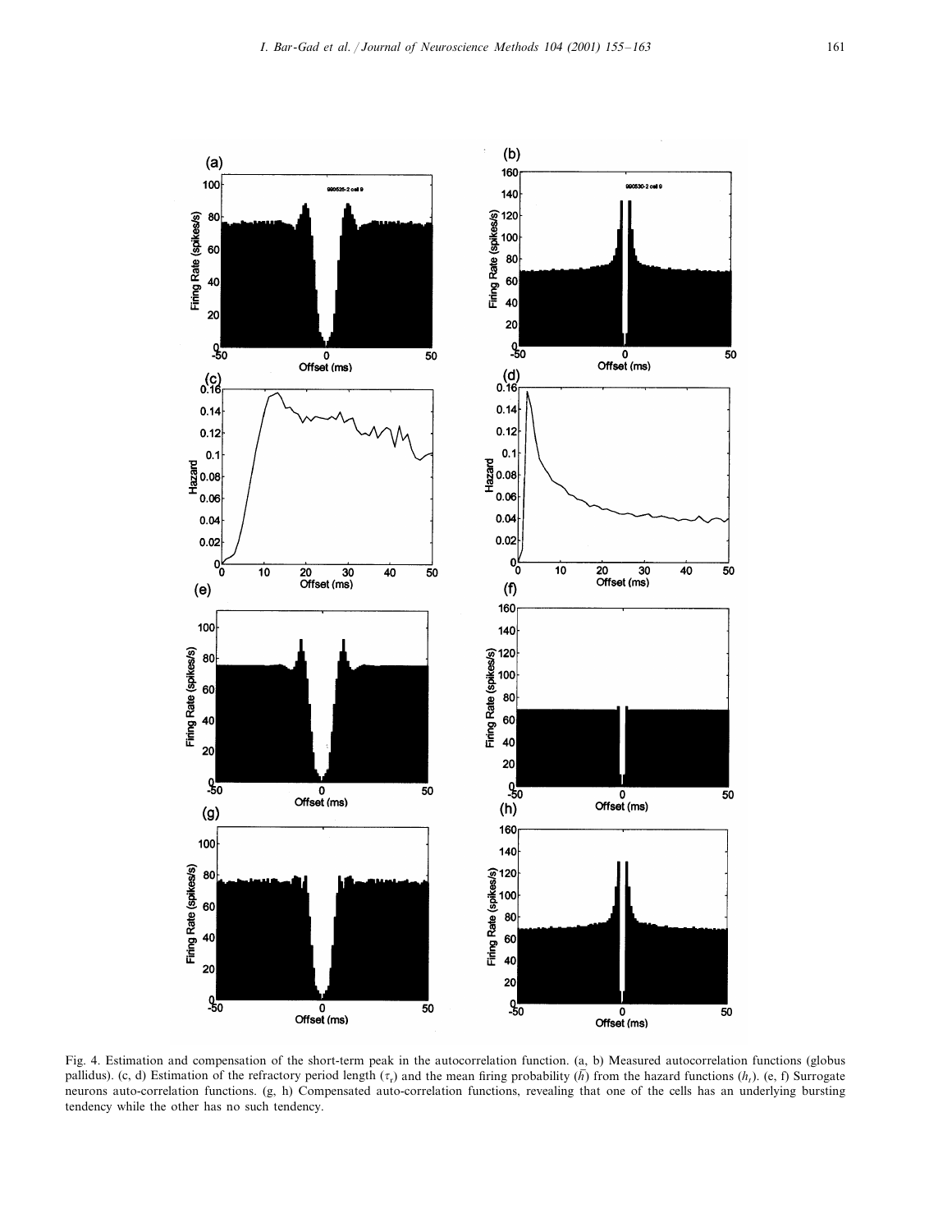Fig. 4. Estimation and compensation of the short-term peak in the autocorrelation function. (a, b) Measured autocorrelation functions (globus pallidus). (c, d) Estimation of the refractory period length ($\tau_r$) and the mean firing probability ($\bar{h}$) from the hazard functions ($h_t$). (e, f) Surrogate neurons auto-correlation functions. (g, h) Compensated auto-correlation functions, revealing that one of the cells has an underlying bursting tendency while the other has no such tendency.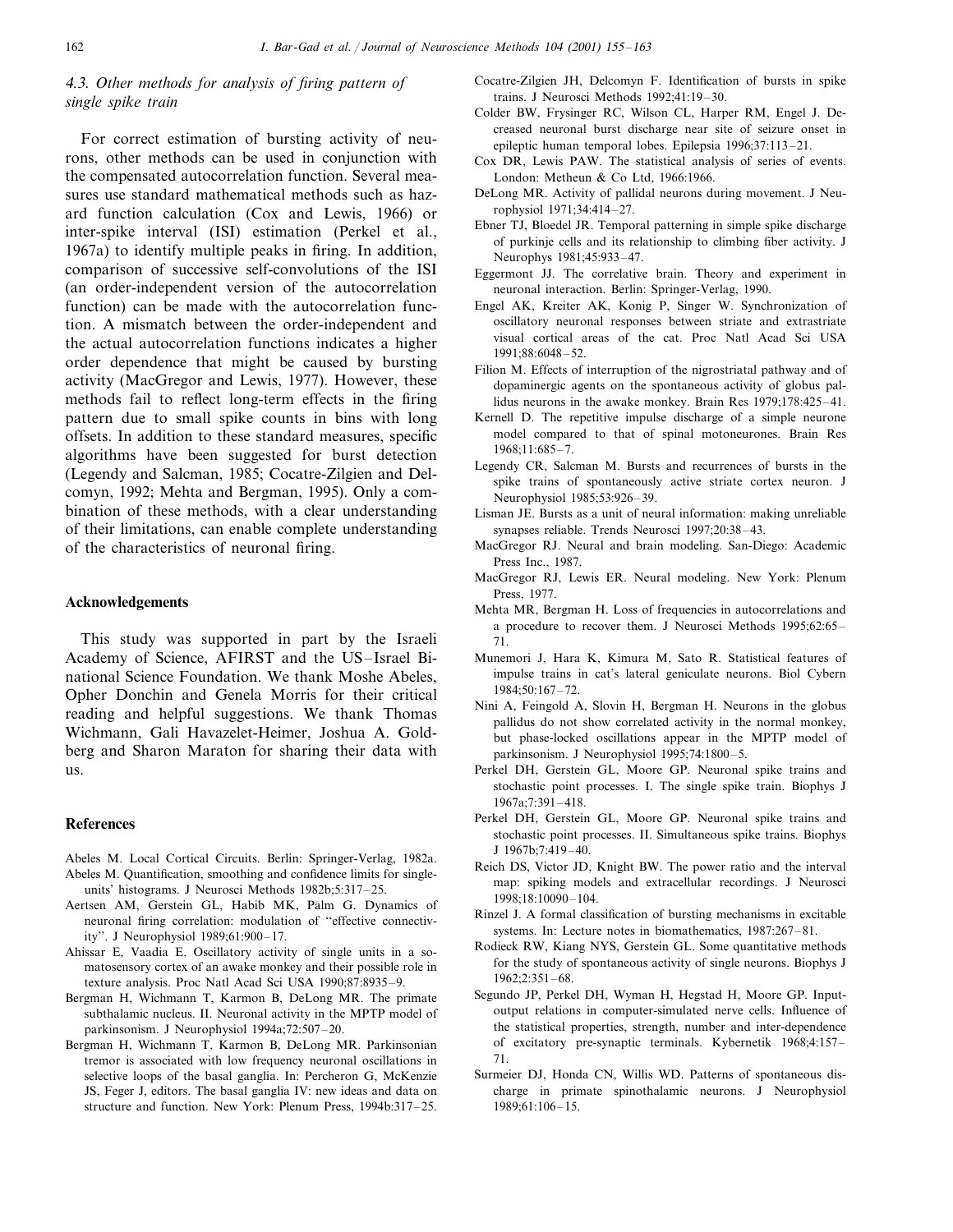### 4.3. Other methods for analysis of firing pattern of single spike train

For correct estimation of bursting activity of neurons, other methods can be used in conjunction with the compensated autocorrelation function. Several measures use standard mathematical methods such as hazard function calculation (Cox and Lewis, 1966) or inter-spike interval (ISI) estimation (Perkel et al., 1967a) to identify multiple peaks in firing. In addition, comparison of successive self-convolutions of the ISI (an order-independent version of the autocorrelation function) can be made with the autocorrelation function. A mismatch between the order-independent and the actual autocorrelation functions indicates a higher order dependence that might be caused by bursting activity (MacGregor and Lewis, 1977). However, these methods fail to reflect long-term effects in the firing pattern due to small spike counts in bins with long offsets. In addition to these standard measures, specific algorithms have been suggested for burst detection (Legendy and Salcman, 1985; Cocatre-Zilgien and Delcomyn, 1992; Mehta and Bergman, 1995). Only a combination of these methods, with a clear understanding of their limitations, can enable complete understanding of the characteristics of neuronal firing.

## Acknowledgements

This study was supported in part by the Israeli Academy of Science, AFIRST and the US–Israel Binational Science Foundation. We thank Moshe Abeles, Opher Donchin and Genela Morris for their critical reading and helpful suggestions. We thank Thomas Wichmann, Gali Havazelet-Heimer, Joshua A. Goldberg and Sharon Maraton for sharing their data with us.

## References

Abeles M. Local Cortical Circuits. Berlin: Springer-Verlag, 1982a.

Abeles M. Quantification, smoothing and confidence limits for single-units' histograms. J Neurosci Methods 1982b;5:317–25.

Aertsen AM, Gerstein GL, Habib MK, Palm G. Dynamics of neuronal firing correlation: modulation of "effective connectivity". J Neurophysiol 1989;61:900–17.

Ahissar E, Vaadia E. Oscillatory activity of single units in a somatosensory cortex of an awake monkey and their possible role in texture analysis. Proc Natl Acad Sci USA 1990;87:8935–9.

Bergman H, Wichmann T, Karmon B, DeLong MR. The primate subthalamic nucleus. II. Neuronal activity in the MPTP model of parkinsonism. J Neurophysiol 1994a;72:507–20.

Bergman H, Wichmann T, Karmon B, DeLong MR. Parkinsonian tremor is associated with low frequency neuronal oscillations in selective loops of the basal ganglia. In: Percheron G, McKenzie JS, Feger J, editors. The basal ganglia IV: new ideas and data on structure and function. New York: Plenum Press, 1994b:317–25.

Cocatre-Zilgien JH, Delcomyn F. Identification of bursts in spike trains. J Neurosci Methods 1992;41:19–30.

Colder BW, Frysinger RC, Wilson CL, Harper RM, Engel J. Decreased neuronal burst discharge near site of seizure onset in epileptic human temporal lobes. Epilepsia 1996;37:113–21.

Cox DR, Lewis PAW. The statistical analysis of series of events. London: Metheun & Co Ltd, 1966:1966.

DeLong MR. Activity of pallidal neurons during movement. J Neurophysiol 1971;34:414–27.

Ebner TJ, Bloedel JR. Temporal patterning in simple spike discharge of purkinje cells and its relationship to climbing fiber activity. J Neurophys 1981;45:933–47.

Eggermont JJ. The correlative brain. Theory and experiment in neuronal interaction. Berlin: Springer-Verlag, 1990.

Engel AK, Kreiter AK, Konig P, Singer W. Synchronization of oscillatory neuronal responses between striate and extrastriate visual cortical areas of the cat. Proc Natl Acad Sci USA 1991;88:6048–52.

Filion M. Effects of interruption of the nigrostriatal pathway and of dopaminergic agents on the spontaneous activity of globus pallidus neurons in the awake monkey. Brain Res 1979;178:425–41.

Kernell D. The repetitive impulse discharge of a simple neurone model compared to that of spinal motoneurones. Brain Res 1968;11:685–7.

Legendy CR, Salcman M. Bursts and recurrences of bursts in the spike trains of spontaneously active striate cortex neuron. J Neurophysiol 1985;53:926–39.

Lisman JE. Bursts as a unit of neural information: making unreliable synapses reliable. Trends Neurosci 1997;20:38–43.

MacGregor RJ. Neural and brain modeling. San-Diego: Academic Press Inc., 1987.

MacGregor RJ, Lewis ER. Neural modeling. New York: Plenum Press, 1977.

Mehta MR, Bergman H. Loss of frequencies in autocorrelations and a procedure to recover them. J Neurosci Methods 1995;62:65–71.

Munemori J, Hara K, Kimura M, Sato R. Statistical features of impulse trains in cat's lateral geniculate neurons. Biol Cybern 1984;50:167–72.

Nini A, Feingold A, Slovin H, Bergman H. Neurons in the globus pallidus do not show correlated activity in the normal monkey, but phase-locked oscillations appear in the MPTP model of parkinsonism. J Neurophysiol 1995;74:1800–5.

Perkel DH, Gerstein GL, Moore GP. Neuronal spike trains and stochastic point processes. I. The single spike train. Biophys J 1967a;7:391–418.

Perkel DH, Gerstein GL, Moore GP. Neuronal spike trains and stochastic point processes. II. Simultaneous spike trains. Biophys J 1967b;7:419–40.

Reich DS, Victor JD, Knight BW. The power ratio and the interval map: spiking models and extracellular recordings. J Neurosci 1998;18:10090–104.

Rinzel J. A formal classification of bursting mechanisms in excitable systems. In: Lecture notes in biomathematics, 1987:267–81.

Rodieck RW, Kiang NYS, Gerstein GL. Some quantitative methods for the study of spontaneous activity of single neurons. Biophys J 1962;2:351–68.

Segundo JP, Perkel DH, Wyman H, Hegstad H, Moore GP. Input-output relations in computer-simulated nerve cells. Influence of the statistical properties, strength, number and inter-dependence of excitatory pre-synaptic terminals. Kybernetik 1968;4:157–71.

Surmeier DJ, Honda CN, Willis WD. Patterns of spontaneous discharge in primate spinothalamic neurons. J Neurophysiol 1989;61:106–15.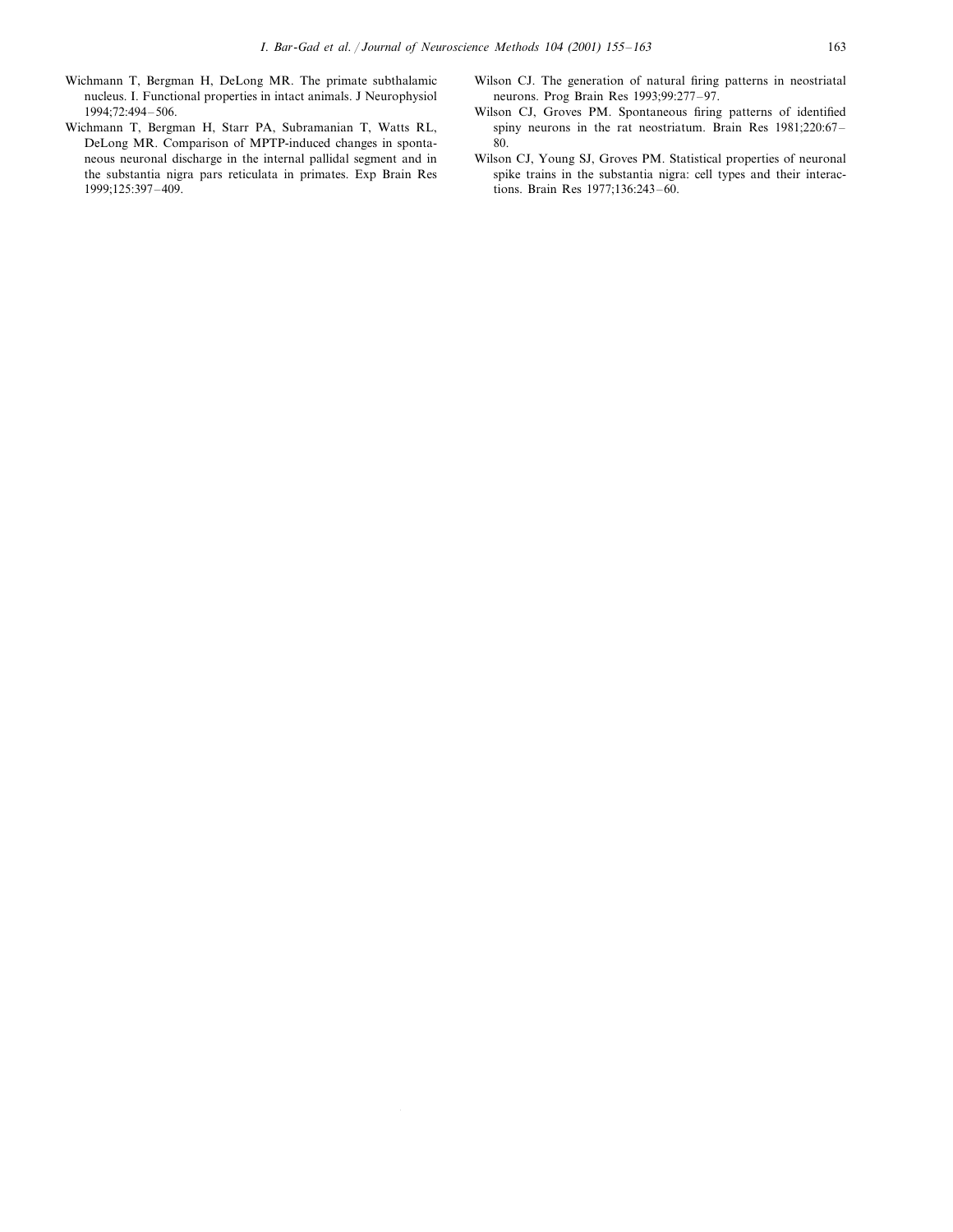Wichmann T, Bergman H, DeLong MR. The primate subthalamic nucleus. I. Functional properties in intact animals. J Neurophysiol 1994;72:494–506.

Wichmann T, Bergman H, Starr PA, Subramanian T, Watts RL, DeLong MR. Comparison of MPTP-induced changes in spontaneous neuronal discharge in the internal pallidal segment and in the substantia nigra pars reticulata in primates. Exp Brain Res 1999;125:397–409.

Wilson CJ. The generation of natural firing patterns in neostriatal neurons. Prog Brain Res 1993;99:277–97.

Wilson CJ, Groves PM. Spontaneous firing patterns of identified spiny neurons in the rat neostriatum. Brain Res 1981;220:67–80.

Wilson CJ, Young SJ, Groves PM. Statistical properties of neuronal spike trains in the substantia nigra: cell types and their interactions. Brain Res 1977;136:243–60.